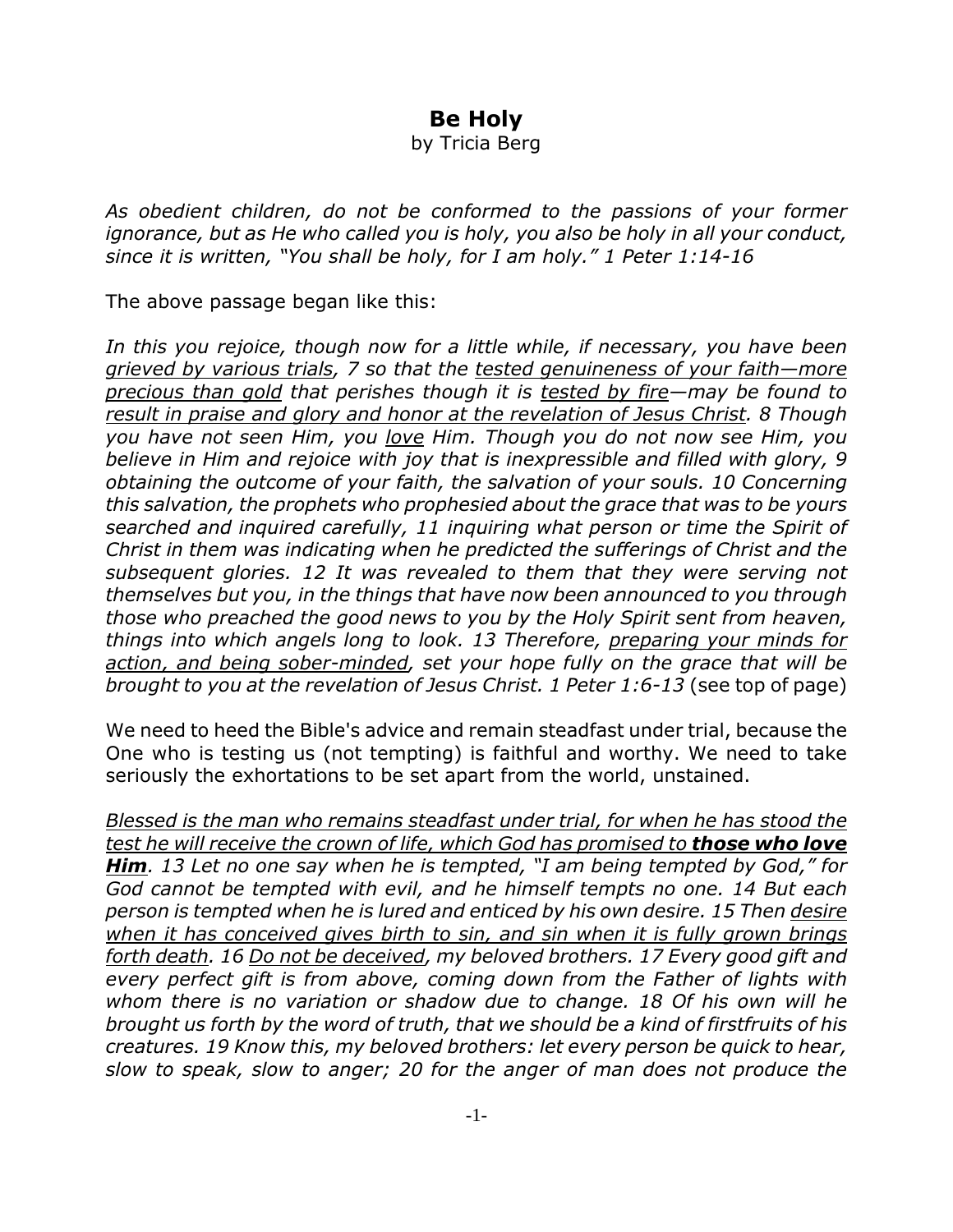# Be Holy

by Tricia Berg

*As obedient children, do not be conformed to the passions of your former ignorance, but as He who called you is holy, you also be holy in all your conduct, since it is written, "You shall be holy, for I am holy." 1 Peter 1:14-16*

The above passage began like this:

*In this you rejoice, though now for a little while, if necessary, you have been <u>grieved by various trials</u>, 7 so that the <u>tested genuineness of your faith—more precious than gold</u> that perishes though it is <u>tested by fire</u>—may be found to <u>result in praise and glory and honor at the revelation of Jesus Christ</u>. 8 Though you have not seen Him, you <u>love</u> Him. Though you do not now see Him, you believe in Him and rejoice with joy that is inexpressible and filled with glory, 9 obtaining the outcome of your faith, the salvation of your souls. 10 Concerning this salvation, the prophets who prophesied about the grace that was to be yours searched and inquired carefully, 11 inquiring what person or time the Spirit of Christ in them was indicating when he predicted the sufferings of Christ and the subsequent glories. 12 It was revealed to them that they were serving not themselves but you, in the things that have now been announced to you through those who preached the good news to you by the Holy Spirit sent from heaven, things into which angels long to look. 13 Therefore, <u>preparing your minds for action, and being sober-minded</u>, set your hope fully on the grace that will be brought to you at the revelation of Jesus Christ. 1 Peter 1:6-13* (see top of page)

We need to heed the Bible's advice and remain steadfast under trial, because the One who is testing us (not tempting) is faithful and worthy. We need to take seriously the exhortations to be set apart from the world, unstained.

*<u>Blessed is the man who remains steadfast under trial, for when he has stood the test he will receive the crown of life, which God has promised to **those who love Him**</u>. 13 Let no one say when he is tempted, "I am being tempted by God," for God cannot be tempted with evil, and he himself tempts no one. 14 But each person is tempted when he is lured and enticed by his own desire. 15 Then <u>desire when it has conceived gives birth to sin, and sin when it is fully grown brings forth death</u>. 16 <u>Do not be deceived</u>, my beloved brothers. 17 Every good gift and every perfect gift is from above, coming down from the Father of lights with whom there is no variation or shadow due to change. 18 Of his own will he brought us forth by the word of truth, that we should be a kind of firstfruits of his creatures. 19 Know this, my beloved brothers: let every person be quick to hear, slow to speak, slow to anger; 20 for the anger of man does not produce the*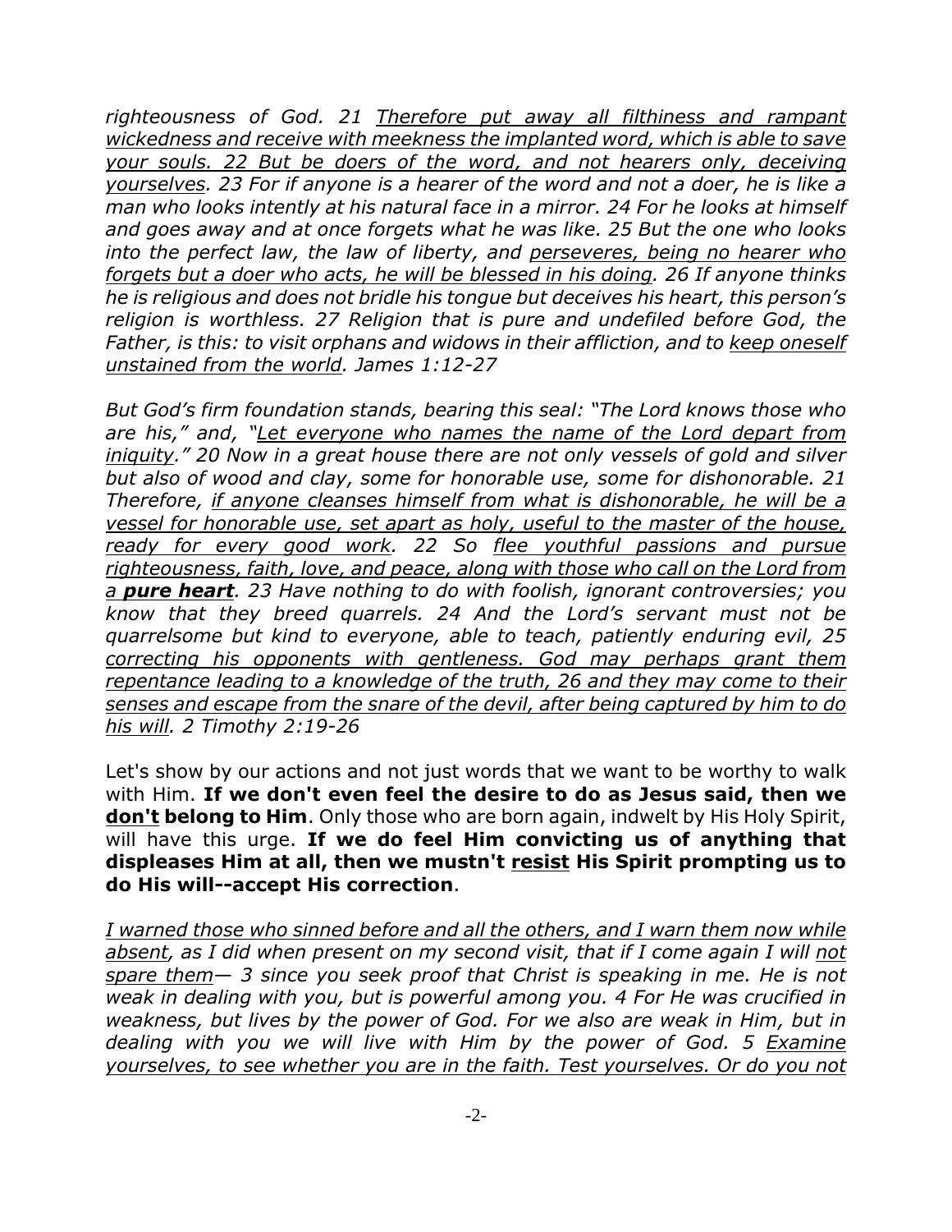*righteousness of God. 21 <u>Therefore put away all filthiness and rampant wickedness and receive with meekness the implanted word, which is able to save your souls. 22 But be doers of the word, and not hearers only, deceiving yourselves</u>. 23 For if anyone is a hearer of the word and not a doer, he is like a man who looks intently at his natural face in a mirror. 24 For he looks at himself and goes away and at once forgets what he was like. 25 But the one who looks into the perfect law, the law of liberty, and <u>perseveres, being no hearer who forgets but a doer who acts, he will be blessed in his doing</u>. 26 If anyone thinks he is religious and does not bridle his tongue but deceives his heart, this person's religion is worthless. 27 Religion that is pure and undefiled before God, the Father, is this: to visit orphans and widows in their affliction, and to <u>keep oneself unstained from the world</u>. James 1:12-27*

*But God's firm foundation stands, bearing this seal: "The Lord knows those who are his," and, "<u>Let everyone who names the name of the Lord depart from iniquity</u>." 20 Now in a great house there are not only vessels of gold and silver but also of wood and clay, some for honorable use, some for dishonorable. 21 Therefore, <u>if anyone cleanses himself from what is dishonorable, he will be a vessel for honorable use, set apart as holy, useful to the master of the house, ready for every good work</u>. 22 So <u>flee youthful passions and pursue righteousness, faith, love, and peace, along with those who call on the Lord from a **pure heart**</u>. 23 Have nothing to do with foolish, ignorant controversies; you know that they breed quarrels. 24 And the Lord's servant must not be quarrelsome but kind to everyone, able to teach, patiently enduring evil, 25 <u>correcting his opponents with gentleness. God may perhaps grant them repentance leading to a knowledge of the truth, 26 and they may come to their senses and escape from the snare of the devil, after being captured by him to do his will</u>. 2 Timothy 2:19-26*

Let's show by our actions and not just words that we want to be worthy to walk with Him. **If we don't even feel the desire to do as Jesus said, then we <u>don't</u> belong to Him**. Only those who are born again, indwelt by His Holy Spirit, will have this urge. **If we do feel Him convicting us of anything that displeases Him at all, then we mustn't <u>resist</u> His Spirit prompting us to do His will--accept His correction**.

*<u>I warned those who sinned before and all the others, and I warn them now while absent</u>, as I did when present on my second visit, that if I come again I will <u>not spare them</u>— 3 since you seek proof that Christ is speaking in me. He is not weak in dealing with you, but is powerful among you. 4 For He was crucified in weakness, but lives by the power of God. For we also are weak in Him, but in dealing with you we will live with Him by the power of God. 5 <u>Examine yourselves, to see whether you are in the faith. Test yourselves. Or do you not</u>*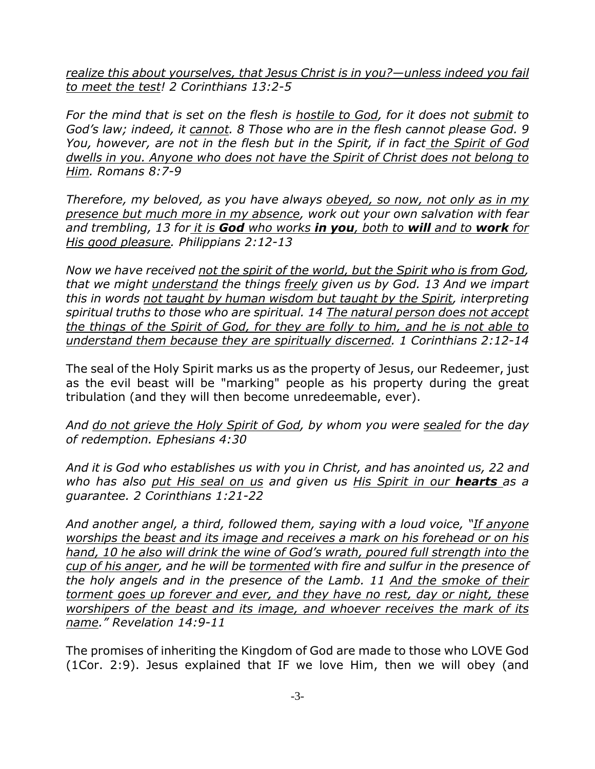*<u>realize this about yourselves, that Jesus Christ is in you?—unless indeed you fail to meet the test</u>! 2 Corinthians 13:2-5*

*For the mind that is set on the flesh is <u>hostile to God</u>, for it does not <u>submit</u> to God's law; indeed, it <u>cannot</u>. 8 Those who are in the flesh cannot please God. 9 You, however, are not in the flesh but in the Spirit, if in fact <u>the Spirit of God dwells in you. Anyone who does not have the Spirit of Christ does not belong to Him</u>. Romans 8:7-9*

*Therefore, my beloved, as you have always <u>obeyed, so now, not only as in my presence but much more in my absence</u>, work out your own salvation with fear and trembling, 13 for <u>it is **God** who works **in you**, both to **will** and to **work** for His good pleasure</u>. Philippians 2:12-13*

*Now we have received <u>not the spirit of the world, but the Spirit who is from God</u>, that we might <u>understand</u> the things <u>freely</u> given us by God. 13 And we impart this in words <u>not taught by human wisdom but taught by the Spirit</u>, interpreting spiritual truths to those who are spiritual. 14 <u>The natural person does not accept the things of the Spirit of God, for they are folly to him, and he is not able to understand them because they are spiritually discerned</u>. 1 Corinthians 2:12-14*

The seal of the Holy Spirit marks us as the property of Jesus, our Redeemer, just as the evil beast will be "marking" people as his property during the great tribulation (and they will then become unredeemable, ever).

*And <u>do not grieve the Holy Spirit of God</u>, by whom you were <u>sealed</u> for the day of redemption. Ephesians 4:30*

*And it is God who establishes us with you in Christ, and has anointed us, 22 and who has also <u>put His seal on us</u> and given us <u>His Spirit in our **hearts**</u> as a guarantee. 2 Corinthians 1:21-22*

*And another angel, a third, followed them, saying with a loud voice, "<u>If anyone worships the beast and its image and receives a mark on his forehead or on his hand, 10 he also will drink the wine of God's wrath, poured full strength into the cup of his anger</u>, and he will be <u>tormented</u> with fire and sulfur in the presence of the holy angels and in the presence of the Lamb. 11 <u>And the smoke of their torment goes up forever and ever, and they have no rest, day or night, these worshipers of the beast and its image, and whoever receives the mark of its name</u>." Revelation 14:9-11*

The promises of inheriting the Kingdom of God are made to those who LOVE God (1Cor. 2:9). Jesus explained that IF we love Him, then we will obey (and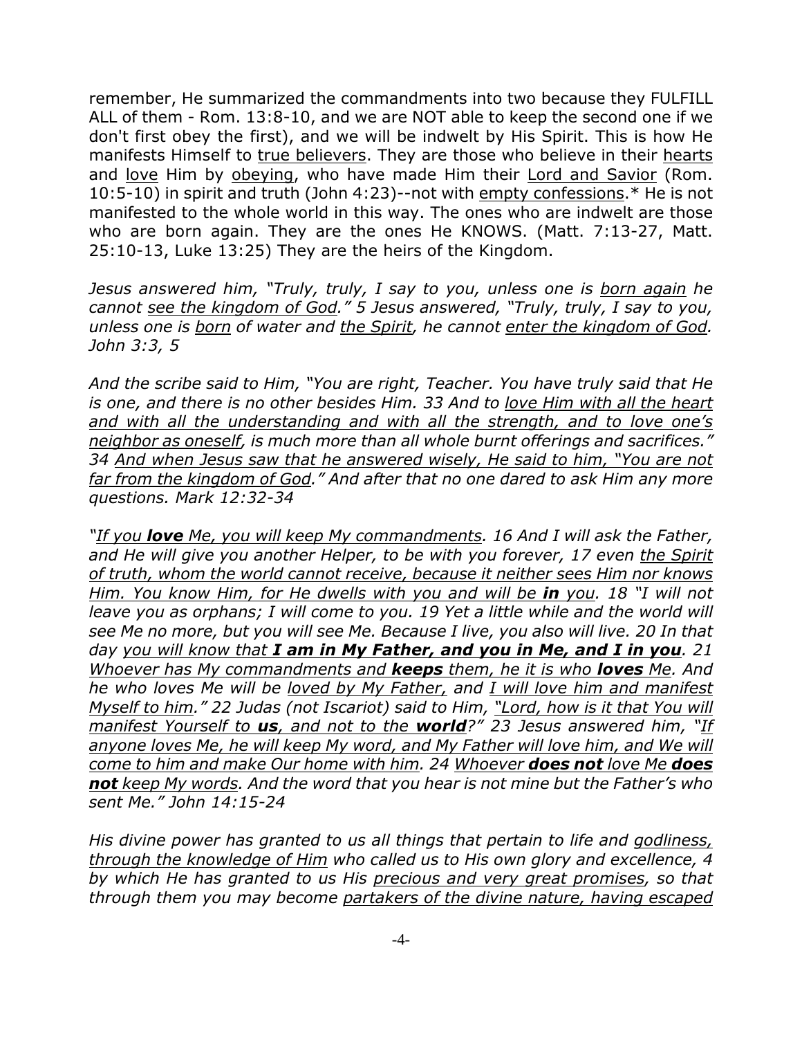remember, He summarized the commandments into two because they FULFILL ALL of them - Rom. 13:8-10, and we are NOT able to keep the second one if we don't first obey the first), and we will be indwelt by His Spirit. This is how He manifests Himself to <u>true believers</u>. They are those who believe in their <u>hearts</u> and <u>love</u> Him by <u>obeying</u>, who have made Him their <u>Lord and Savior</u> (Rom. 10:5-10) in spirit and truth (John 4:23)--not with <u>empty confessions</u>.* He is not manifested to the whole world in this way. The ones who are indwelt are those who are born again. They are the ones He KNOWS. (Matt. 7:13-27, Matt. 25:10-13, Luke 13:25) They are the heirs of the Kingdom.

*Jesus answered him, "Truly, truly, I say to you, unless one is <u>born again</u> he cannot <u>see the kingdom of God</u>." 5 Jesus answered, "Truly, truly, I say to you, unless one is <u>born</u> of water and <u>the Spirit</u>, he cannot <u>enter the kingdom of God</u>. John 3:3, 5*

*And the scribe said to Him, "You are right, Teacher. You have truly said that He is one, and there is no other besides Him. 33 And to <u>love Him with all the heart and with all the understanding and with all the strength, and to love one's neighbor as oneself</u>, is much more than all whole burnt offerings and sacrifices." 34 <u>And when Jesus saw that he answered wisely, He said to him, "You are not far from the kingdom of God</u>." And after that no one dared to ask Him any more questions. Mark 12:32-34*

*"<u>If you **love** Me, you will keep My commandments</u>. 16 And I will ask the Father, and He will give you another Helper, to be with you forever, 17 even <u>the Spirit of truth, whom the world cannot receive, because it neither sees Him nor knows Him. You know Him, for He dwells with you and will be **in** you</u>. 18 "I will not leave you as orphans; I will come to you. 19 Yet a little while and the world will see Me no more, but you will see Me. Because I live, you also will live. 20 In that day <u>you will know that **I am in My Father, and you in Me, and I in you**</u>. 21 <u>Whoever has My commandments and **keeps** them, he it is who **loves** Me</u>. And he who loves Me will be <u>loved by My Father,</u> and <u>I will love him and manifest Myself to him</u>." 22 Judas (not Iscariot) said to Him, <u>"Lord, how is it that You will manifest Yourself to **us**, and not to the **world**</u>?" 23 Jesus answered him, "<u>If anyone loves Me, he will keep My word, and My Father will love him, and We will come to him and make Our home with him</u>. 24 <u>Whoever **does not** love Me **does not** keep My words</u>. And the word that you hear is not mine but the Father's who sent Me." John 14:15-24*

*His divine power has granted to us all things that pertain to life and <u>godliness, through the knowledge of Him</u> who called us to His own glory and excellence, 4 by which He has granted to us His <u>precious and very great promises</u>, so that through them you may become <u>partakers of the divine nature, having escaped</u>*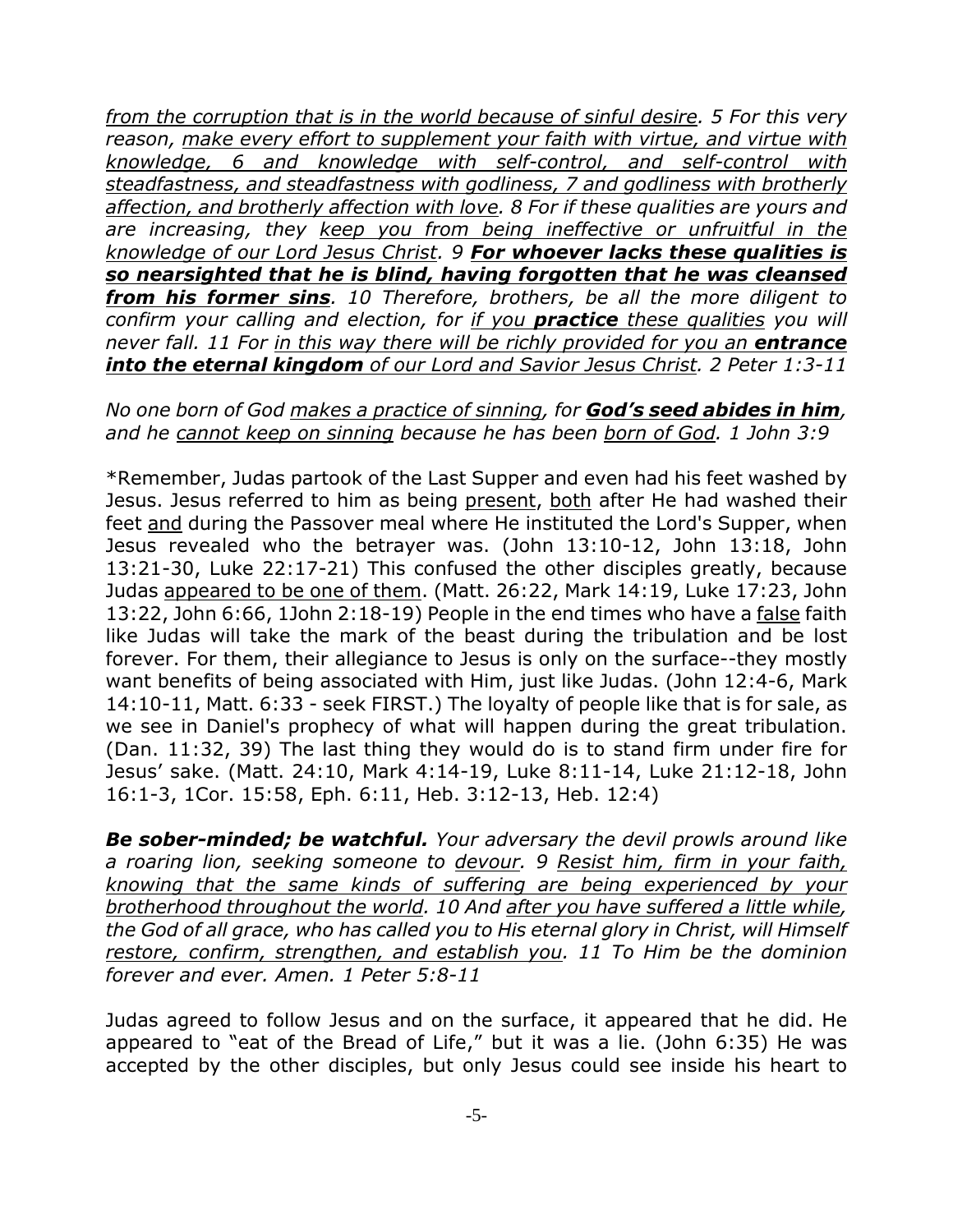*from the corruption that is in the world because of sinful desire. 5 For this very reason, make every effort to supplement your faith with virtue, and virtue with knowledge, 6 and knowledge with self-control, and self-control with steadfastness, and steadfastness with godliness, 7 and godliness with brotherly affection, and brotherly affection with love. 8 For if these qualities are yours and are increasing, they keep you from being ineffective or unfruitful in the knowledge of our Lord Jesus Christ. 9* ***For whoever lacks these qualities is so nearsighted that he is blind, having forgotten that he was cleansed from his former sins****. 10 Therefore, brothers, be all the more diligent to confirm your calling and election, for if you* ***practice*** *these qualities you will never fall. 11 For in this way there will be richly provided for you an* ***entrance into the eternal kingdom*** *of our Lord and Savior Jesus Christ. 2 Peter 1:3-11*

*No one born of God makes a practice of sinning, for* ***God's seed abides in him****, and he cannot keep on sinning because he has been born of God. 1 John 3:9*

*Remember, Judas partook of the Last Supper and even had his feet washed by Jesus. Jesus referred to him as being present, both after He had washed their feet and during the Passover meal where He instituted the Lord's Supper, when Jesus revealed who the betrayer was. (John 13:10-12, John 13:18, John 13:21-30, Luke 22:17-21) This confused the other disciples greatly, because Judas appeared to be one of them. (Matt. 26:22, Mark 14:19, Luke 17:23, John 13:22, John 6:66, 1John 2:18-19) People in the end times who have a false faith like Judas will take the mark of the beast during the tribulation and be lost forever. For them, their allegiance to Jesus is only on the surface--they mostly want benefits of being associated with Him, just like Judas. (John 12:4-6, Mark 14:10-11, Matt. 6:33 - seek FIRST.) The loyalty of people like that is for sale, as we see in Daniel's prophecy of what will happen during the great tribulation. (Dan. 11:32, 39) The last thing they would do is to stand firm under fire for Jesus' sake. (Matt. 24:10, Mark 4:14-19, Luke 8:11-14, Luke 21:12-18, John 16:1-3, 1Cor. 15:58, Eph. 6:11, Heb. 3:12-13, Heb. 12:4)

***Be sober-minded; be watchful.*** *Your adversary the devil prowls around like a roaring lion, seeking someone to devour. 9 Resist him, firm in your faith, knowing that the same kinds of suffering are being experienced by your brotherhood throughout the world. 10 And after you have suffered a little while, the God of all grace, who has called you to His eternal glory in Christ, will Himself restore, confirm, strengthen, and establish you. 11 To Him be the dominion forever and ever. Amen. 1 Peter 5:8-11*

Judas agreed to follow Jesus and on the surface, it appeared that he did. He appeared to "eat of the Bread of Life," but it was a lie. (John 6:35) He was accepted by the other disciples, but only Jesus could see inside his heart to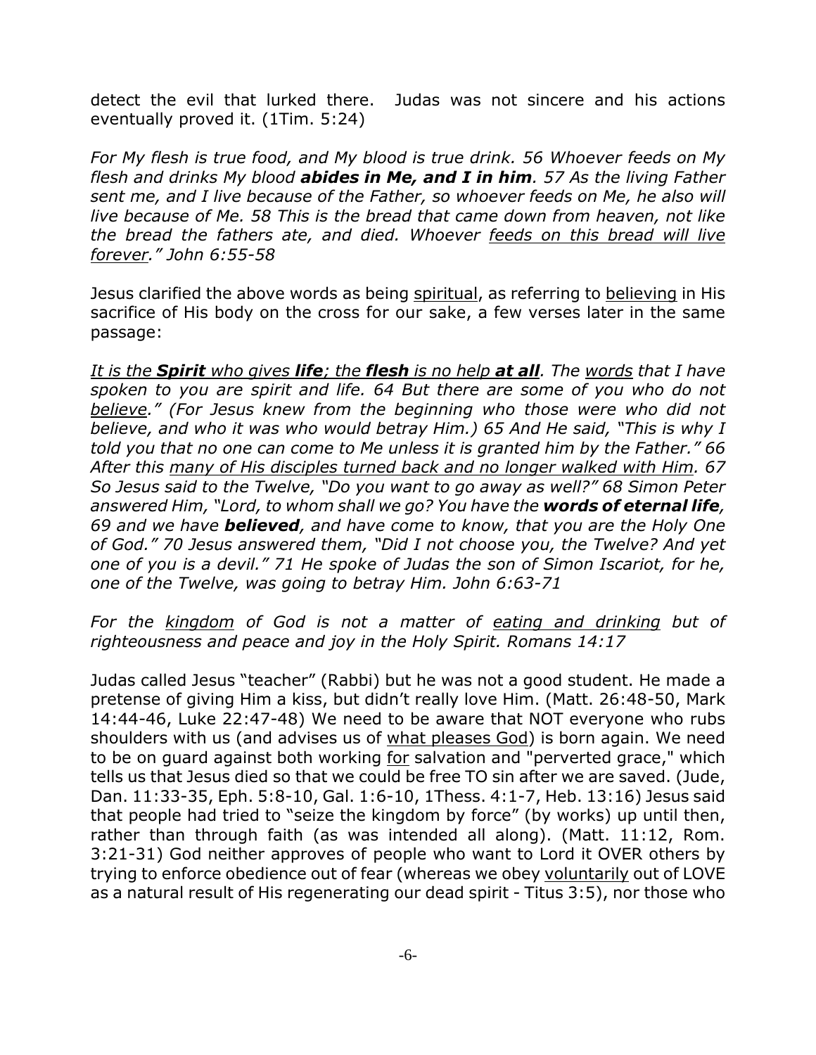detect the evil that lurked there. Judas was not sincere and his actions eventually proved it. (1Tim. 5:24)

*For My flesh is true food, and My blood is true drink. 56 Whoever feeds on My flesh and drinks My blood* ***abides in Me, and I in him****. 57 As the living Father sent me, and I live because of the Father, so whoever feeds on Me, he also will live because of Me. 58 This is the bread that came down from heaven, not like the bread the fathers ate, and died. Whoever* <u>*feeds on this bread will live forever*</u>*." John 6:55-58*

Jesus clarified the above words as being <u>spiritual</u>, as referring to <u>believing</u> in His sacrifice of His body on the cross for our sake, a few verses later in the same passage:

<u>*It is the*</u> <u>***Spirit***</u> <u>*who gives*</u> <u>***life***</u><u>*; the*</u> <u>***flesh***</u> <u>*is no help*</u> <u>***at all***</u>*. The* <u>*words*</u> *that I have spoken to you are spirit and life. 64 But there are some of you who do not* <u>*believe*</u>*." (For Jesus knew from the beginning who those were who did not believe, and who it was who would betray Him.) 65 And He said, "This is why I told you that no one can come to Me unless it is granted him by the Father." 66 After this* <u>*many of His disciples turned back and no longer walked with Him*</u>*. 67 So Jesus said to the Twelve, "Do you want to go away as well?" 68 Simon Peter answered Him, "Lord, to whom shall we go? You have the* ***words of eternal life****, 69 and we have* ***believed****, and have come to know, that you are the Holy One of God." 70 Jesus answered them, "Did I not choose you, the Twelve? And yet one of you is a devil." 71 He spoke of Judas the son of Simon Iscariot, for he, one of the Twelve, was going to betray Him. John 6:63-71*

*For the* <u>*kingdom*</u> *of God is not a matter of* <u>*eating and drinking*</u> *but of righteousness and peace and joy in the Holy Spirit. Romans 14:17*

Judas called Jesus "teacher" (Rabbi) but he was not a good student. He made a pretense of giving Him a kiss, but didn't really love Him. (Matt. 26:48-50, Mark 14:44-46, Luke 22:47-48) We need to be aware that NOT everyone who rubs shoulders with us (and advises us of <u>what pleases God</u>) is born again. We need to be on guard against both working <u>for</u> salvation and "perverted grace," which tells us that Jesus died so that we could be free TO sin after we are saved. (Jude, Dan. 11:33-35, Eph. 5:8-10, Gal. 1:6-10, 1Thess. 4:1-7, Heb. 13:16) Jesus said that people had tried to "seize the kingdom by force" (by works) up until then, rather than through faith (as was intended all along). (Matt. 11:12, Rom. 3:21-31) God neither approves of people who want to Lord it OVER others by trying to enforce obedience out of fear (whereas we obey <u>voluntarily</u> out of LOVE as a natural result of His regenerating our dead spirit - Titus 3:5), nor those who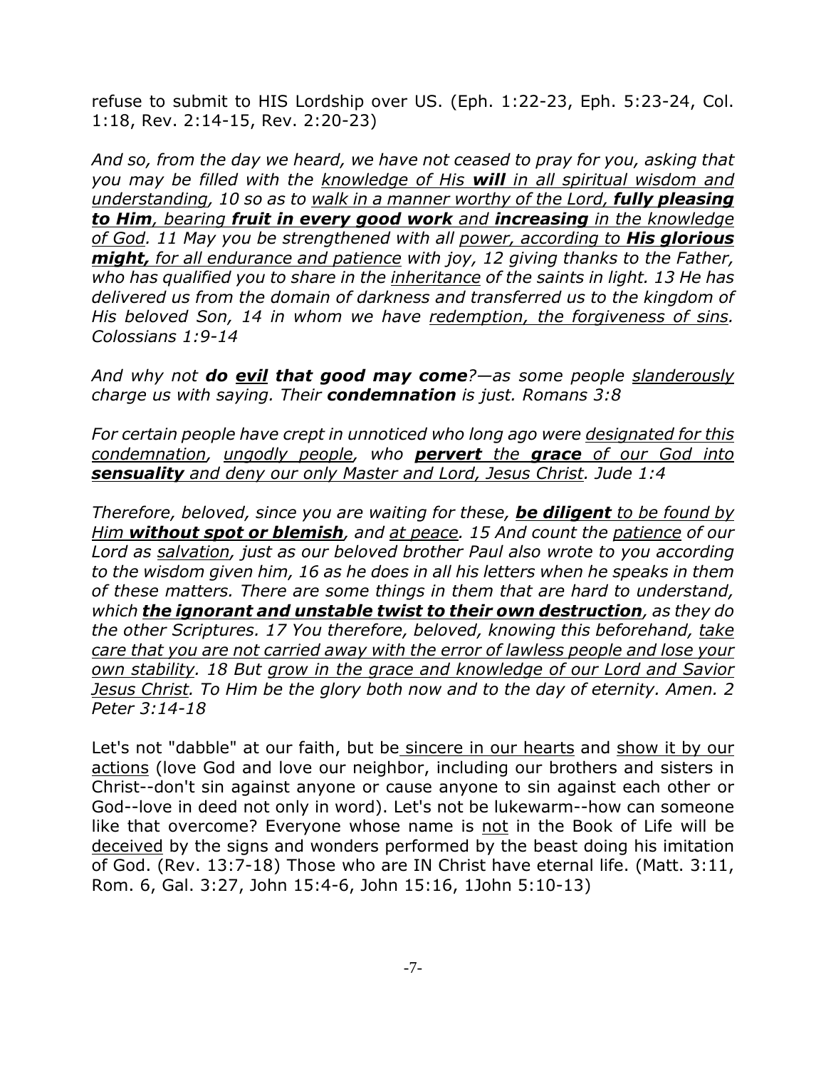refuse to submit to HIS Lordship over US. (Eph. 1:22-23, Eph. 5:23-24, Col. 1:18, Rev. 2:14-15, Rev. 2:20-23)

*And so, from the day we heard, we have not ceased to pray for you, asking that you may be filled with the <u>knowledge of His **will** in all spiritual wisdom and understanding</u>, 10 so as to <u>walk in a manner worthy of the Lord, **fully pleasing to Him**</u>, bearing **fruit in every good work** and **increasing** <u>in the knowledge of God</u>. 11 May you be strengthened with all <u>power, according to **His glorious might,** for all endurance and patience</u> with joy, 12 giving thanks to the Father, who has qualified you to share in the <u>inheritance</u> of the saints in light. 13 He has delivered us from the domain of darkness and transferred us to the kingdom of His beloved Son, 14 in whom we have <u>redemption, the forgiveness of sins</u>. Colossians 1:9-14*

*And why not **do <u>evil</u> that good may come**?—as some people <u>slanderously</u> charge us with saying. Their **condemnation** is just. Romans 3:8*

*For certain people have crept in unnoticed who long ago were <u>designated for this condemnation</u>, <u>ungodly people</u>, who <u>**pervert** the **grace** of our God into **sensuality** and deny our only Master and Lord, Jesus Christ</u>. Jude 1:4*

*Therefore, beloved, since you are waiting for these, <u>**be diligent** to be found by Him **without spot or blemish**</u>, and <u>at peace</u>. 15 And count the <u>patience</u> of our Lord as <u>salvation</u>, just as our beloved brother Paul also wrote to you according to the wisdom given him, 16 as he does in all his letters when he speaks in them of these matters. There are some things in them that are hard to understand, which <u>**the ignorant and unstable twist to their own destruction**</u>, as they do the other Scriptures. 17 You therefore, beloved, knowing this beforehand, <u>take care that you are not carried away with the error of lawless people and lose your own stability</u>. 18 But <u>grow in the grace and knowledge of our Lord and Savior Jesus Christ</u>. To Him be the glory both now and to the day of eternity. Amen. 2 Peter 3:14-18*

Let's not "dabble" at our faith, but be <u>sincere in our hearts</u> and <u>show it by our actions</u> (love God and love our neighbor, including our brothers and sisters in Christ--don't sin against anyone or cause anyone to sin against each other or God--love in deed not only in word). Let's not be lukewarm--how can someone like that overcome? Everyone whose name is <u>not</u> in the Book of Life will be <u>deceived</u> by the signs and wonders performed by the beast doing his imitation of God. (Rev. 13:7-18) Those who are IN Christ have eternal life. (Matt. 3:11, Rom. 6, Gal. 3:27, John 15:4-6, John 15:16, 1John 5:10-13)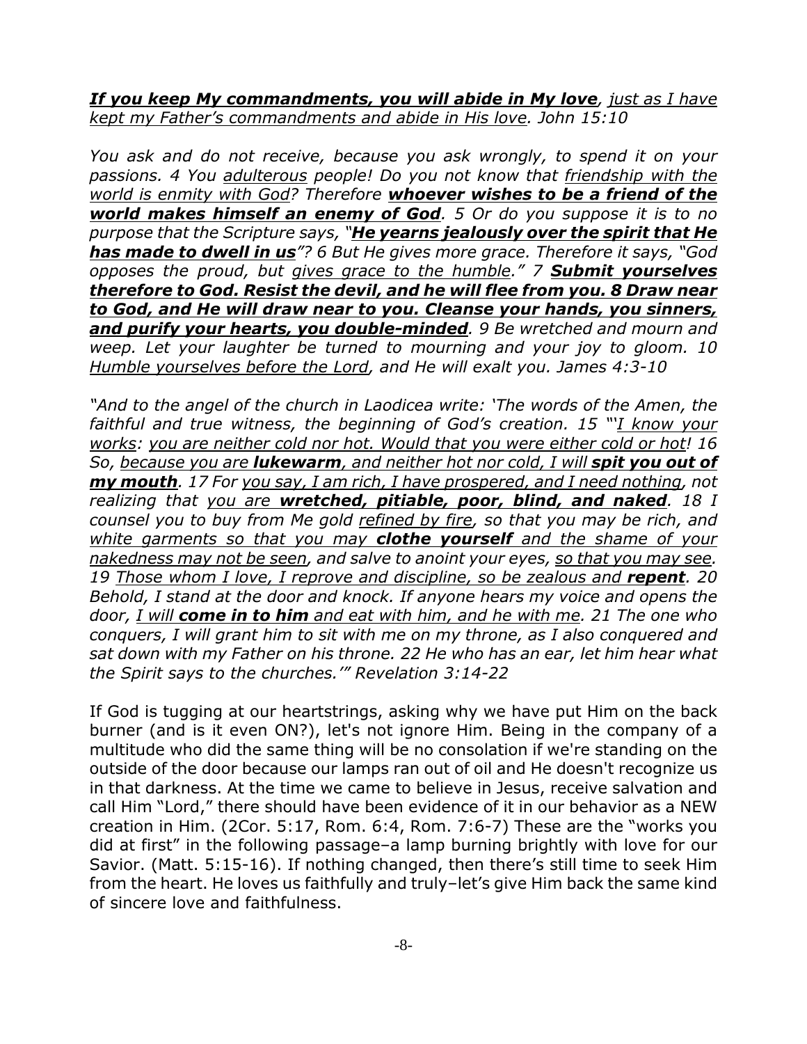***If you keep My commandments, you will abide in My love**, <u>just as I have kept my Father's commandments and abide in His love</u>. John 15:10*

*You ask and do not receive, because you ask wrongly, to spend it on your passions. 4 You <u>adulterous</u> people! Do you not know that <u>friendship with the world is enmity with God</u>? Therefore **<u>whoever wishes to be a friend of the world makes himself an enemy of God</u>**. 5 Or do you suppose it is to no purpose that the Scripture says, "**<u>He yearns jealously over the spirit that He has made to dwell in us</u>**"? 6 But He gives more grace. Therefore it says, "God opposes the proud, but <u>gives grace to the humble</u>." 7 **<u>Submit yourselves therefore to God. Resist the devil, and he will flee from you. 8 Draw near to God, and He will draw near to you. Cleanse your hands, you sinners, and purify your hearts, you double-minded</u>**. 9 Be wretched and mourn and weep. Let your laughter be turned to mourning and your joy to gloom. 10 <u>Humble yourselves before the Lord</u>, and He will exalt you. James 4:3-10*

*"And to the angel of the church in Laodicea write: 'The words of the Amen, the faithful and true witness, the beginning of God's creation. 15 "'<u>I know your works</u>: <u>you are neither cold nor hot. Would that you were either cold or hot</u>! 16 So, <u>because you are **lukewarm**, and neither hot nor cold, I will **spit you out of my mouth**</u>. 17 For <u>you say, I am rich, I have prospered, and I need nothing</u>, not realizing that <u>you are **wretched, pitiable, poor, blind, and naked**</u>. 18 I counsel you to buy from Me gold <u>refined by fire</u>, so that you may be rich, and <u>white garments so that you may **clothe yourself** and the shame of your nakedness may not be seen</u>, and salve to anoint your eyes, <u>so that you may see</u>. 19 <u>Those whom I love, I reprove and discipline, so be zealous and **repent**</u>. 20 Behold, I stand at the door and knock. If anyone hears my voice and opens the door, <u>I will **come in to him** and eat with him, and he with me</u>. 21 The one who conquers, I will grant him to sit with me on my throne, as I also conquered and sat down with my Father on his throne. 22 He who has an ear, let him hear what the Spirit says to the churches.'" Revelation 3:14-22*

If God is tugging at our heartstrings, asking why we have put Him on the back burner (and is it even ON?), let's not ignore Him. Being in the company of a multitude who did the same thing will be no consolation if we're standing on the outside of the door because our lamps ran out of oil and He doesn't recognize us in that darkness. At the time we came to believe in Jesus, receive salvation and call Him "Lord," there should have been evidence of it in our behavior as a NEW creation in Him. (2Cor. 5:17, Rom. 6:4, Rom. 7:6-7) These are the "works you did at first" in the following passage–a lamp burning brightly with love for our Savior. (Matt. 5:15-16). If nothing changed, then there's still time to seek Him from the heart. He loves us faithfully and truly–let's give Him back the same kind of sincere love and faithfulness.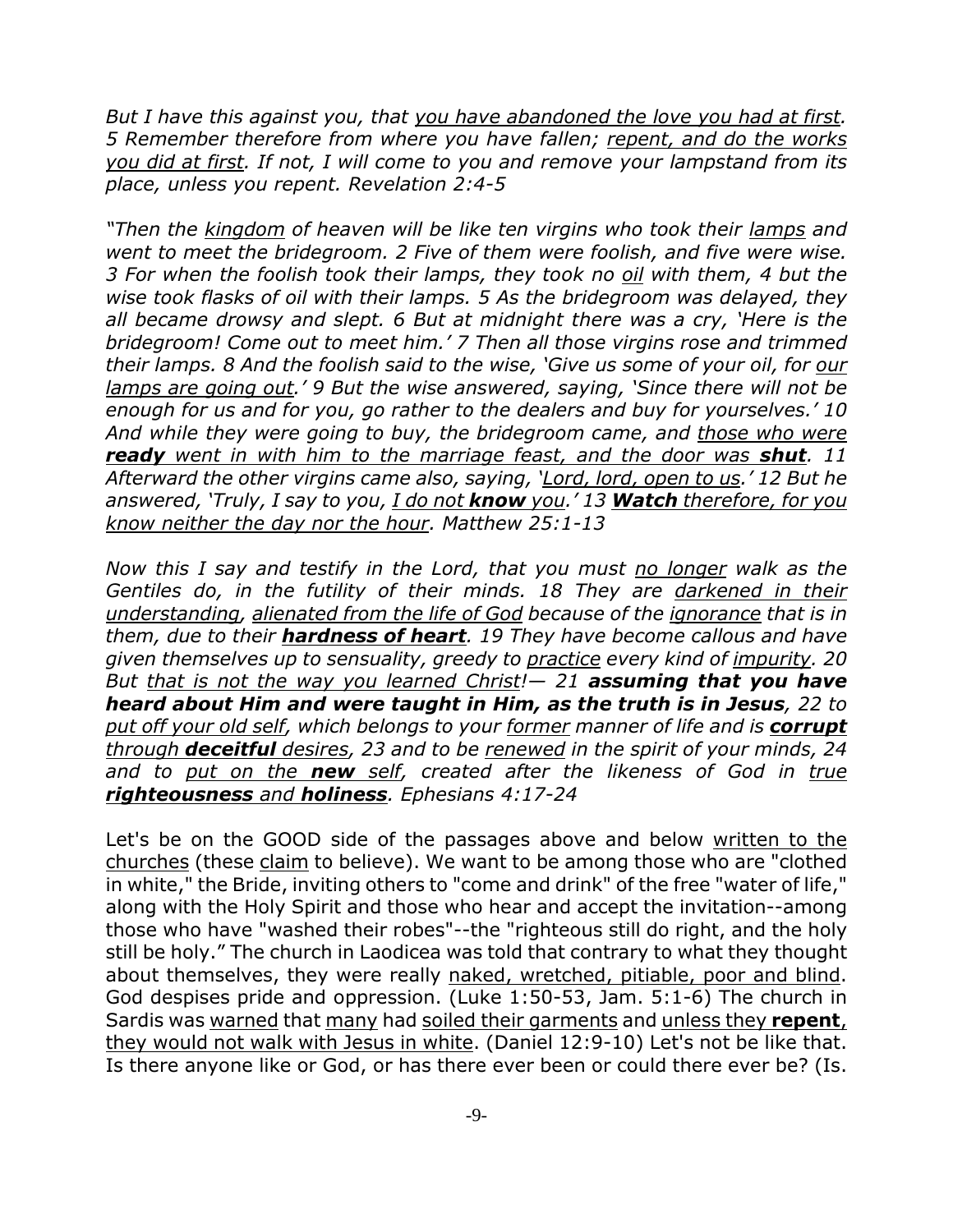*But I have this against you, that <u>you have abandoned the love you had at first</u>. 5 Remember therefore from where you have fallen; <u>repent, and do the works you did at first</u>. If not, I will come to you and remove your lampstand from its place, unless you repent. Revelation 2:4-5*

*"Then the <u>kingdom</u> of heaven will be like ten virgins who took their <u>lamps</u> and went to meet the bridegroom. 2 Five of them were foolish, and five were wise. 3 For when the foolish took their lamps, they took no <u>oil</u> with them, 4 but the wise took flasks of oil with their lamps. 5 As the bridegroom was delayed, they all became drowsy and slept. 6 But at midnight there was a cry, 'Here is the bridegroom! Come out to meet him.' 7 Then all those virgins rose and trimmed their lamps. 8 And the foolish said to the wise, 'Give us some of your oil, for <u>our lamps are going out</u>.' 9 But the wise answered, saying, 'Since there will not be enough for us and for you, go rather to the dealers and buy for yourselves.' 10 And while they were going to buy, the bridegroom came, and <u>those who were **ready** went in with him to the marriage feast, and the door was **shut**</u>. 11 Afterward the other virgins came also, saying, '<u>Lord, lord, open to us</u>.' 12 But he answered, 'Truly, I say to you, <u>I do not **know** you</u>.' 13 <u>**Watch** therefore, for you know neither the day nor the hour</u>. Matthew 25:1-13*

*Now this I say and testify in the Lord, that you must <u>no longer</u> walk as the Gentiles do, in the futility of their minds. 18 They are <u>darkened in their understanding</u>, <u>alienated from the life of God</u> because of the <u>ignorance</u> that is in them, due to their <u>**hardness of heart**</u>. 19 They have become callous and have given themselves up to sensuality, greedy to <u>practice</u> every kind of <u>impurity</u>. 20 But <u>that is not the way you learned Christ!</u>— 21 **assuming that you have heard about Him and were taught in Him, as the truth is in Jesus**, 22 to <u>put off your old self</u>, which belongs to your <u>former</u> manner of life and is <u>**corrupt** through **deceitful** desires</u>, 23 and to be <u>renewed</u> in the spirit of your minds, 24 and to <u>put on the **new** self</u>, created after the likeness of God in <u>true **righteousness** and **holiness**</u>. Ephesians 4:17-24*

Let's be on the GOOD side of the passages above and below <u>written to the churches</u> (these <u>claim</u> to believe). We want to be among those who are "clothed in white," the Bride, inviting others to "come and drink" of the free "water of life," along with the Holy Spirit and those who hear and accept the invitation--among those who have "washed their robes"--the "righteous still do right, and the holy still be holy." The church in Laodicea was told that contrary to what they thought about themselves, they were really <u>naked, wretched, pitiable, poor and blind</u>. God despises pride and oppression. (Luke 1:50-53, Jam. 5:1-6) The church in Sardis was <u>warned</u> that <u>many</u> had <u>soiled their garments</u> and <u>unless they **repent**, they would not walk with Jesus in white</u>. (Daniel 12:9-10) Let's not be like that. Is there anyone like or God, or has there ever been or could there ever be? (Is.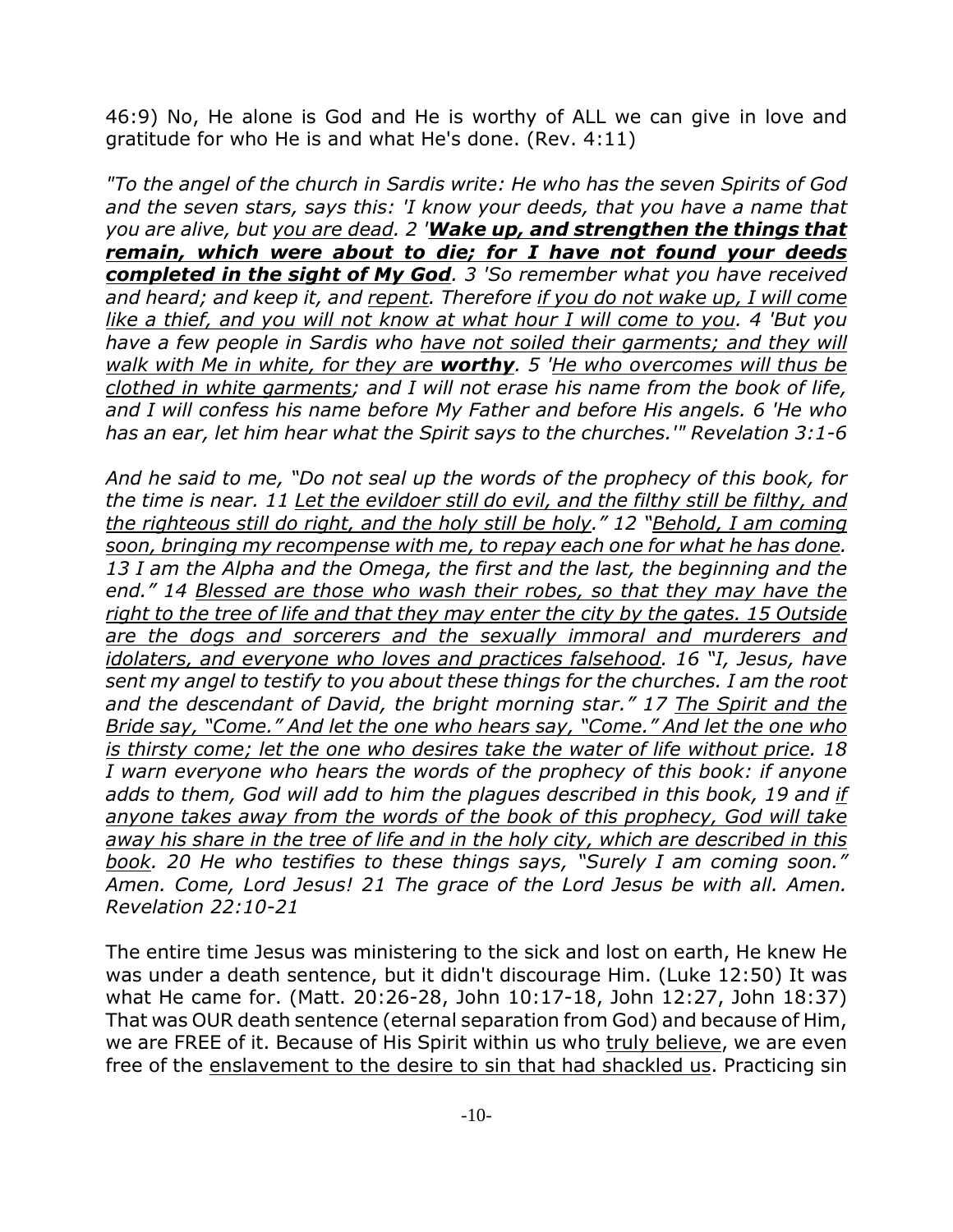46:9) No, He alone is God and He is worthy of ALL we can give in love and gratitude for who He is and what He's done. (Rev. 4:11)

*"To the angel of the church in Sardis write: He who has the seven Spirits of God and the seven stars, says this: 'I know your deeds, that you have a name that you are alive, but <u>you are dead</u>. 2 '**<u>Wake up, and strengthen the things that remain, which were about to die; for I have not found your deeds completed in the sight of My God</u>**. 3 'So remember what you have received and heard; and keep it, and <u>repent</u>. Therefore <u>if you do not wake up, I will come like a thief, and you will not know at what hour I will come to you</u>. 4 'But you have a few people in Sardis who <u>have not soiled their garments; and they will walk with Me in white, for they are **worthy**</u>. 5 '<u>He who overcomes will thus be clothed in white garments</u>; and I will not erase his name from the book of life, and I will confess his name before My Father and before His angels. 6 'He who has an ear, let him hear what the Spirit says to the churches.'" Revelation 3:1-6*

*And he said to me, "Do not seal up the words of the prophecy of this book, for the time is near. 11 <u>Let the evildoer still do evil, and the filthy still be filthy, and the righteous still do right, and the holy still be holy</u>." 12 "<u>Behold, I am coming soon, bringing my recompense with me, to repay each one for what he has done</u>. 13 I am the Alpha and the Omega, the first and the last, the beginning and the end." 14 <u>Blessed are those who wash their robes, so that they may have the right to the tree of life and that they may enter the city by the gates. 15 Outside are the dogs and sorcerers and the sexually immoral and murderers and idolaters, and everyone who loves and practices falsehood</u>. 16 "I, Jesus, have sent my angel to testify to you about these things for the churches. I am the root and the descendant of David, the bright morning star." 17 <u>The Spirit and the Bride say, "Come." And let the one who hears say, "Come." And let the one who is thirsty come; let the one who desires take the water of life without price</u>. 18 I warn everyone who hears the words of the prophecy of this book: if anyone adds to them, God will add to him the plagues described in this book, 19 and <u>if anyone takes away from the words of the book of this prophecy, God will take away his share in the tree of life and in the holy city, which are described in this book</u>. 20 He who testifies to these things says, "Surely I am coming soon." Amen. Come, Lord Jesus! 21 The grace of the Lord Jesus be with all. Amen. Revelation 22:10-21*

The entire time Jesus was ministering to the sick and lost on earth, He knew He was under a death sentence, but it didn't discourage Him. (Luke 12:50) It was what He came for. (Matt. 20:26-28, John 10:17-18, John 12:27, John 18:37) That was OUR death sentence (eternal separation from God) and because of Him, we are FREE of it. Because of His Spirit within us who <u>truly believe</u>, we are even free of the <u>enslavement to the desire to sin that had shackled us</u>. Practicing sin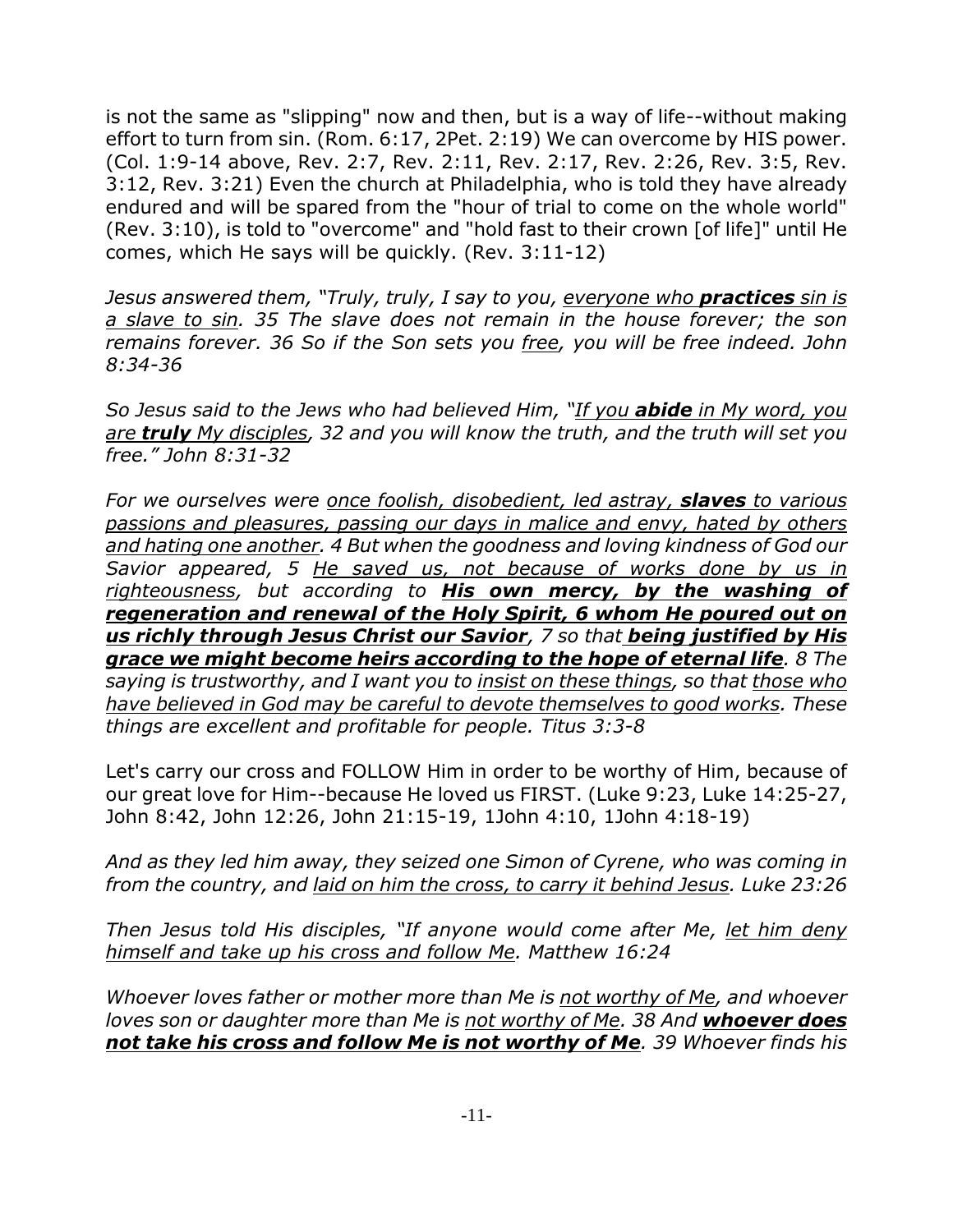is not the same as "slipping" now and then, but is a way of life--without making effort to turn from sin. (Rom. 6:17, 2Pet. 2:19) We can overcome by HIS power. (Col. 1:9-14 above, Rev. 2:7, Rev. 2:11, Rev. 2:17, Rev. 2:26, Rev. 3:5, Rev. 3:12, Rev. 3:21) Even the church at Philadelphia, who is told they have already endured and will be spared from the "hour of trial to come on the whole world" (Rev. 3:10), is told to "overcome" and "hold fast to their crown [of life]" until He comes, which He says will be quickly. (Rev. 3:11-12)

*Jesus answered them, "Truly, truly, I say to you, <u>everyone who **practices** sin is a slave to sin</u>. 35 The slave does not remain in the house forever; the son remains forever. 36 So if the Son sets you <u>free</u>, you will be free indeed. John 8:34-36*

*So Jesus said to the Jews who had believed Him, "<u>If you **abide** in My word, you are **truly** My disciples</u>, 32 and you will know the truth, and the truth will set you free." John 8:31-32*

*For we ourselves were <u>once foolish, disobedient, led astray, **slaves** to various passions and pleasures, passing our days in malice and envy, hated by others and hating one another</u>. 4 But when the goodness and loving kindness of God our Savior appeared, 5 <u>He saved us, not because of works done by us in righteousness</u>, but according to <u>**His own mercy, by the washing of regeneration and renewal of the Holy Spirit, 6 whom He poured out on us richly through Jesus Christ our Savior**</u>, 7 so that <u>**being justified by His grace we might become heirs according to the hope of eternal life**</u>. 8 The saying is trustworthy, and I want you to <u>insist on these things</u>, so that <u>those who have believed in God may be careful to devote themselves to good works</u>. These things are excellent and profitable for people. Titus 3:3-8*

Let's carry our cross and FOLLOW Him in order to be worthy of Him, because of our great love for Him--because He loved us FIRST. (Luke 9:23, Luke 14:25-27, John 8:42, John 12:26, John 21:15-19, 1John 4:10, 1John 4:18-19)

*And as they led him away, they seized one Simon of Cyrene, who was coming in from the country, and <u>laid on him the cross, to carry it behind Jesus</u>. Luke 23:26*

*Then Jesus told His disciples, "If anyone would come after Me, <u>let him deny himself and take up his cross and follow Me</u>. Matthew 16:24*

*Whoever loves father or mother more than Me is <u>not worthy of Me</u>, and whoever loves son or daughter more than Me is <u>not worthy of Me</u>. 38 And <u>**whoever does not take his cross and follow Me is not worthy of Me**</u>. 39 Whoever finds his*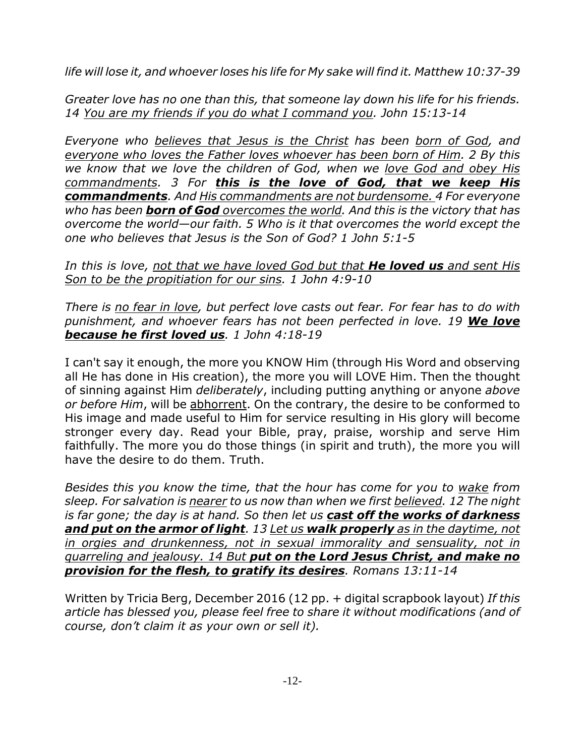*life will lose it, and whoever loses his life for My sake will find it. Matthew 10:37-39*

*Greater love has no one than this, that someone lay down his life for his friends. 14 <u>You are my friends if you do what I command you</u>. John 15:13-14*

*Everyone who <u>believes that Jesus is the Christ</u> has been <u>born of God</u>, and <u>everyone who loves the Father loves whoever has been born of Him</u>. 2 By this we know that we love the children of God, when we <u>love God and obey His commandments</u>. 3 For <u>**this is the love of God, that we keep His commandments**</u>. And <u>His commandments are not burdensome.</u> 4 For everyone who has been <u>**born of God** overcomes the world</u>. And this is the victory that has overcome the world—our faith. 5 Who is it that overcomes the world except the one who believes that Jesus is the Son of God? 1 John 5:1-5*

*In this is love, <u>not that we have loved God but that **He loved us** and sent His Son to be the propitiation for our sins</u>. 1 John 4:9-10*

*There is <u>no fear in love</u>, but perfect love casts out fear. For fear has to do with punishment, and whoever fears has not been perfected in love. 19 <u>**We love because he first loved us**</u>. 1 John 4:18-19*

I can't say it enough, the more you KNOW Him (through His Word and observing all He has done in His creation), the more you will LOVE Him. Then the thought of sinning against Him *deliberately*, including putting anything or anyone *above or before Him*, will be <u>abhorrent</u>. On the contrary, the desire to be conformed to His image and made useful to Him for service resulting in His glory will become stronger every day. Read your Bible, pray, praise, worship and serve Him faithfully. The more you do those things (in spirit and truth), the more you will have the desire to do them. Truth.

*Besides this you know the time, that the hour has come for you to <u>wake</u> from sleep. For salvation is <u>nearer</u> to us now than when we first <u>believed</u>. 12 The night is far gone; the day is at hand. So then let us <u>**cast off the works of darkness and put on the armor of light**</u>. 13 <u>Let us **walk properly** as in the daytime, not in orgies and drunkenness, not in sexual immorality and sensuality, not in quarreling and jealousy. 14 But **put on the Lord Jesus Christ, and make no provision for the flesh, to gratify its desires**</u>. Romans 13:11-14*

Written by Tricia Berg, December 2016 (12 pp. + digital scrapbook layout) *If this article has blessed you, please feel free to share it without modifications (and of course, don't claim it as your own or sell it).*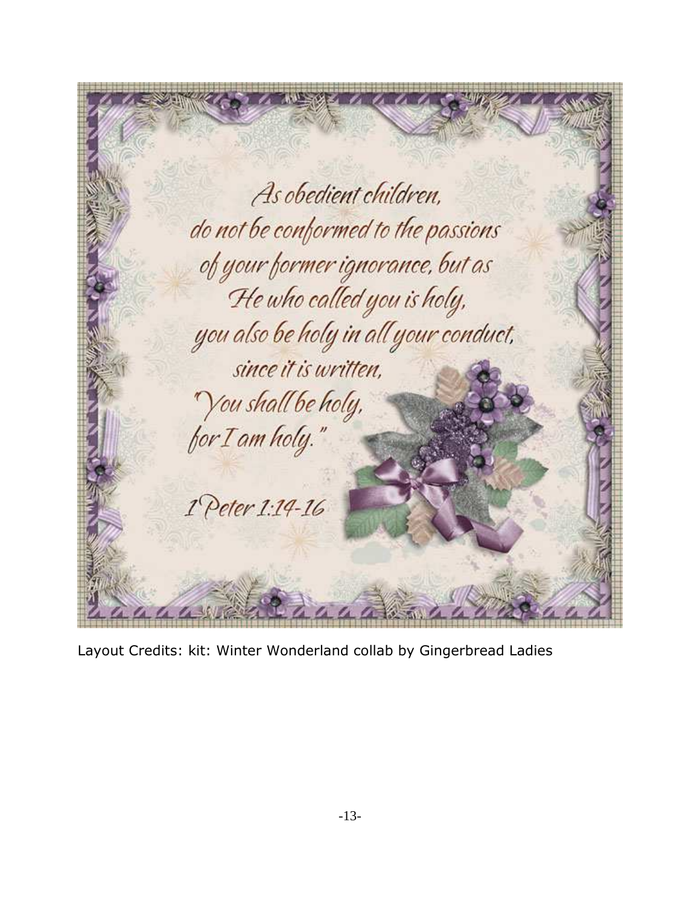*As obedient children,*
*do not be conformed to the passions*
*of your former ignorance, but as*
*He who called you is holy,*
*you also be holy in all your conduct,*
*since it is written,*
*"You shall be holy,*
*for I am holy."*

*1 Peter 1:14-16*

Layout Credits: kit: Winter Wonderland collab by Gingerbread Ladies